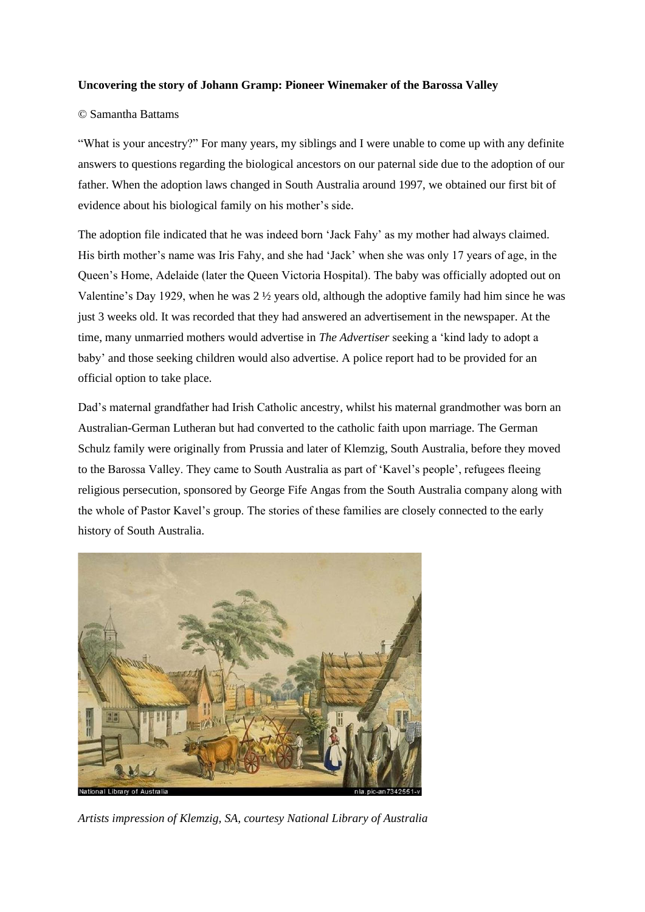**Uncovering the story of Johann Gramp: Pioneer Winemaker of the Barossa Valley**

© Samantha Battams

"What is your ancestry?" For many years, my siblings and I were unable to come up with any definite answers to questions regarding the biological ancestors on our paternal side due to the adoption of our father. When the adoption laws changed in South Australia around 1997, we obtained our first bit of evidence about his biological family on his mother's side.

The adoption file indicated that he was indeed born 'Jack Fahy' as my mother had always claimed. His birth mother's name was Iris Fahy, and she had 'Jack' when she was only 17 years of age, in the Queen's Home, Adelaide (later the Queen Victoria Hospital). The baby was officially adopted out on Valentine's Day 1929, when he was 2 ½ years old, although the adoptive family had him since he was just 3 weeks old. It was recorded that they had answered an advertisement in the newspaper. At the time, many unmarried mothers would advertise in *The Advertiser* seeking a 'kind lady to adopt a baby' and those seeking children would also advertise. A police report had to be provided for an official option to take place.

Dad's maternal grandfather had Irish Catholic ancestry, whilst his maternal grandmother was born an Australian-German Lutheran but had converted to the catholic faith upon marriage. The German Schulz family were originally from Prussia and later of Klemzig, South Australia, before they moved to the Barossa Valley. They came to South Australia as part of 'Kavel's people', refugees fleeing religious persecution, sponsored by George Fife Angas from the South Australia company along with the whole of Pastor Kavel's group. The stories of these families are closely connected to the early history of South Australia.

*Artists impression of Klemzig, SA, courtesy National Library of Australia*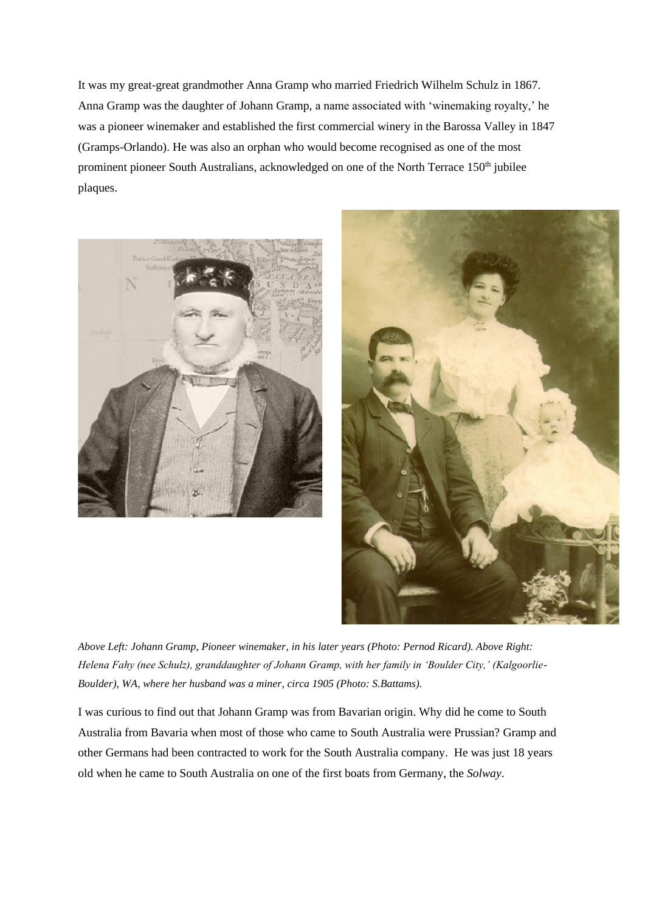It was my great-great grandmother Anna Gramp who married Friedrich Wilhelm Schulz in 1867. Anna Gramp was the daughter of Johann Gramp, a name associated with 'winemaking royalty,' he was a pioneer winemaker and established the first commercial winery in the Barossa Valley in 1847 (Gramps-Orlando). He was also an orphan who would become recognised as one of the most prominent pioneer South Australians, acknowledged on one of the North Terrace 150th jubilee plaques.

*Above Left: Johann Gramp, Pioneer winemaker, in his later years (Photo: Pernod Ricard). Above Right: Helena Fahy (nee Schulz), granddaughter of Johann Gramp, with her family in 'Boulder City,' (Kalgoorlie-Boulder), WA, where her husband was a miner, circa 1905 (Photo: S.Battams).*

I was curious to find out that Johann Gramp was from Bavarian origin. Why did he come to South Australia from Bavaria when most of those who came to South Australia were Prussian? Gramp and other Germans had been contracted to work for the South Australia company. He was just 18 years old when he came to South Australia on one of the first boats from Germany, the *Solway*.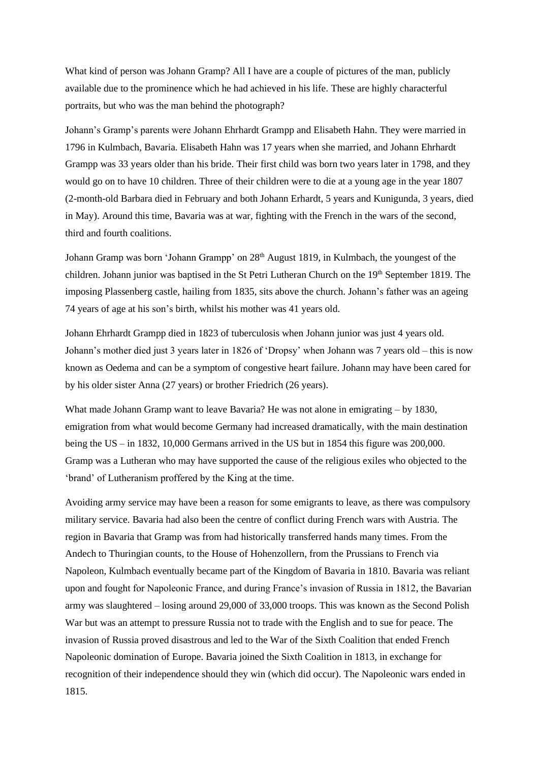What kind of person was Johann Gramp? All I have are a couple of pictures of the man, publicly available due to the prominence which he had achieved in his life. These are highly characterful portraits, but who was the man behind the photograph?

Johann's Gramp's parents were Johann Ehrhardt Grampp and Elisabeth Hahn. They were married in 1796 in Kulmbach, Bavaria. Elisabeth Hahn was 17 years when she married, and Johann Ehrhardt Grampp was 33 years older than his bride. Their first child was born two years later in 1798, and they would go on to have 10 children. Three of their children were to die at a young age in the year 1807 (2-month-old Barbara died in February and both Johann Erhardt, 5 years and Kunigunda, 3 years, died in May). Around this time, Bavaria was at war, fighting with the French in the wars of the second, third and fourth coalitions.

Johann Gramp was born 'Johann Grampp' on 28th August 1819, in Kulmbach, the youngest of the children. Johann junior was baptised in the St Petri Lutheran Church on the 19th September 1819. The imposing Plassenberg castle, hailing from 1835, sits above the church. Johann's father was an ageing 74 years of age at his son's birth, whilst his mother was 41 years old.

Johann Ehrhardt Grampp died in 1823 of tuberculosis when Johann junior was just 4 years old. Johann's mother died just 3 years later in 1826 of 'Dropsy' when Johann was 7 years old – this is now known as Oedema and can be a symptom of congestive heart failure. Johann may have been cared for by his older sister Anna (27 years) or brother Friedrich (26 years).

What made Johann Gramp want to leave Bavaria? He was not alone in emigrating – by 1830, emigration from what would become Germany had increased dramatically, with the main destination being the US – in 1832, 10,000 Germans arrived in the US but in 1854 this figure was 200,000. Gramp was a Lutheran who may have supported the cause of the religious exiles who objected to the 'brand' of Lutheranism proffered by the King at the time.

Avoiding army service may have been a reason for some emigrants to leave, as there was compulsory military service. Bavaria had also been the centre of conflict during French wars with Austria. The region in Bavaria that Gramp was from had historically transferred hands many times. From the Andech to Thuringian counts, to the House of Hohenzollern, from the Prussians to French via Napoleon, Kulmbach eventually became part of the Kingdom of Bavaria in 1810. Bavaria was reliant upon and fought for Napoleonic France, and during France's invasion of Russia in 1812, the Bavarian army was slaughtered – losing around 29,000 of 33,000 troops. This was known as the Second Polish War but was an attempt to pressure Russia not to trade with the English and to sue for peace. The invasion of Russia proved disastrous and led to the War of the Sixth Coalition that ended French Napoleonic domination of Europe. Bavaria joined the Sixth Coalition in 1813, in exchange for recognition of their independence should they win (which did occur). The Napoleonic wars ended in 1815.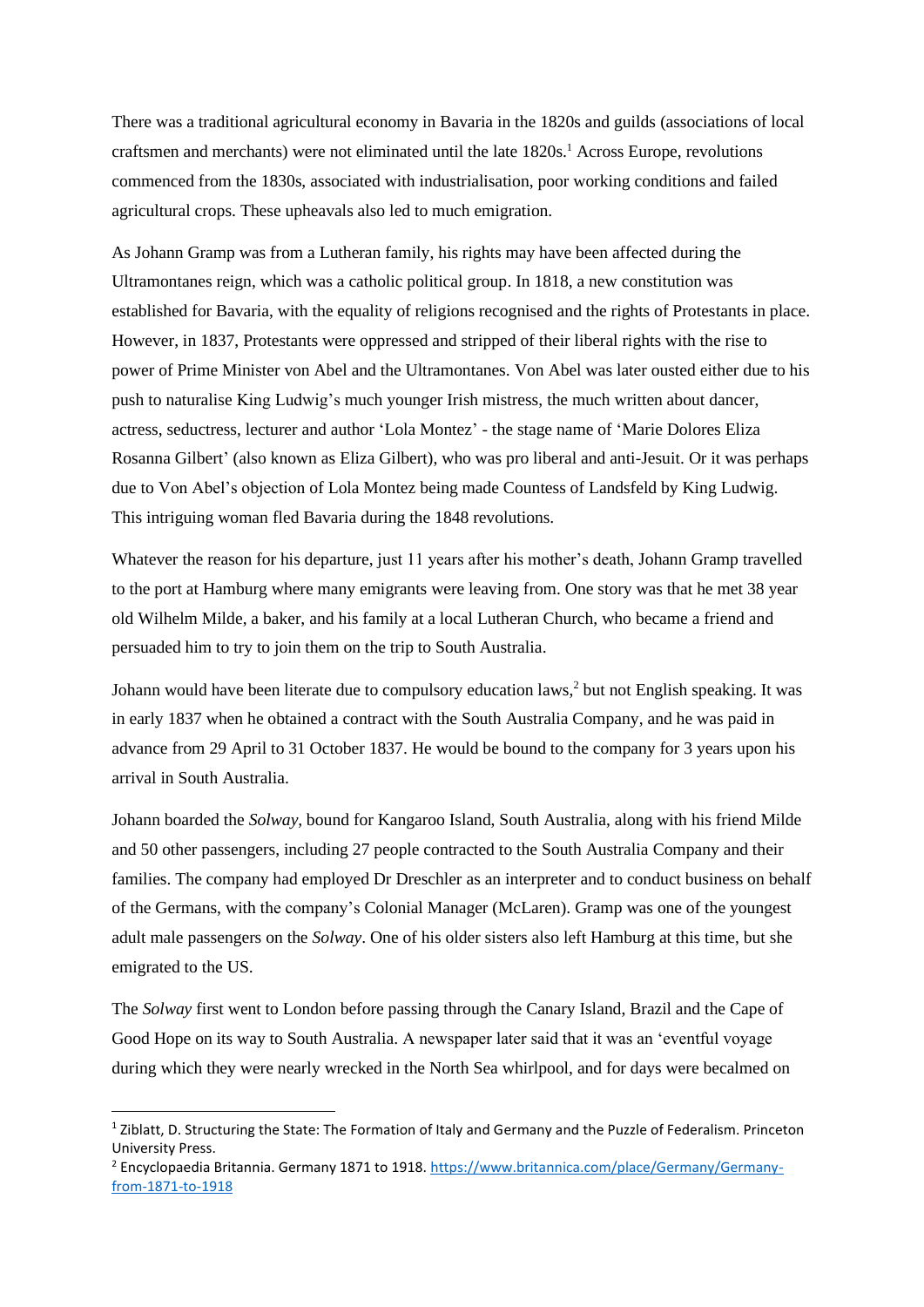There was a traditional agricultural economy in Bavaria in the 1820s and guilds (associations of local craftsmen and merchants) were not eliminated until the late 1820s.[1] Across Europe, revolutions commenced from the 1830s, associated with industrialisation, poor working conditions and failed agricultural crops. These upheavals also led to much emigration.

As Johann Gramp was from a Lutheran family, his rights may have been affected during the Ultramontanes reign, which was a catholic political group. In 1818, a new constitution was established for Bavaria, with the equality of religions recognised and the rights of Protestants in place. However, in 1837, Protestants were oppressed and stripped of their liberal rights with the rise to power of Prime Minister von Abel and the Ultramontanes. Von Abel was later ousted either due to his push to naturalise King Ludwig's much younger Irish mistress, the much written about dancer, actress, seductress, lecturer and author 'Lola Montez' - the stage name of 'Marie Dolores Eliza Rosanna Gilbert' (also known as Eliza Gilbert), who was pro liberal and anti-Jesuit. Or it was perhaps due to Von Abel's objection of Lola Montez being made Countess of Landsfeld by King Ludwig. This intriguing woman fled Bavaria during the 1848 revolutions.

Whatever the reason for his departure, just 11 years after his mother's death, Johann Gramp travelled to the port at Hamburg where many emigrants were leaving from. One story was that he met 38 year old Wilhelm Milde, a baker, and his family at a local Lutheran Church, who became a friend and persuaded him to try to join them on the trip to South Australia.

Johann would have been literate due to compulsory education laws,[2] but not English speaking. It was in early 1837 when he obtained a contract with the South Australia Company, and he was paid in advance from 29 April to 31 October 1837. He would be bound to the company for 3 years upon his arrival in South Australia.

Johann boarded the *Solway*, bound for Kangaroo Island, South Australia, along with his friend Milde and 50 other passengers, including 27 people contracted to the South Australia Company and their families. The company had employed Dr Dreschler as an interpreter and to conduct business on behalf of the Germans, with the company's Colonial Manager (McLaren). Gramp was one of the youngest adult male passengers on the *Solway*. One of his older sisters also left Hamburg at this time, but she emigrated to the US.

The *Solway* first went to London before passing through the Canary Island, Brazil and the Cape of Good Hope on its way to South Australia. A newspaper later said that it was an 'eventful voyage during which they were nearly wrecked in the North Sea whirlpool, and for days were becalmed on

---

[1] Ziblatt, D. Structuring the State: The Formation of Italy and Germany and the Puzzle of Federalism. Princeton University Press.

[2] Encyclopaedia Britannia. Germany 1871 to 1918. https://www.britannica.com/place/Germany/Germany-from-1871-to-1918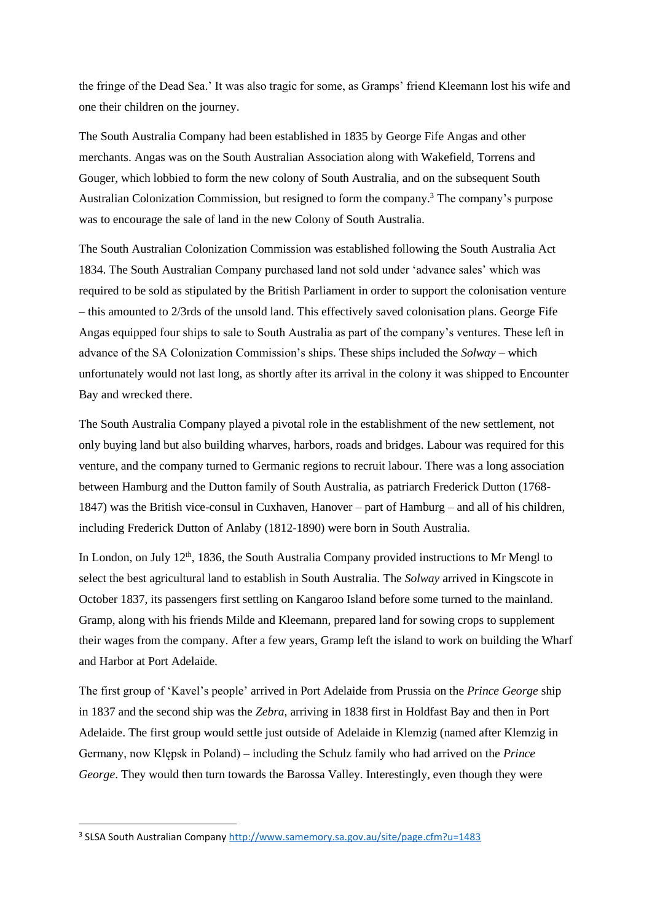the fringe of the Dead Sea.' It was also tragic for some, as Gramps' friend Kleemann lost his wife and one their children on the journey.

The South Australia Company had been established in 1835 by George Fife Angas and other merchants. Angas was on the South Australian Association along with Wakefield, Torrens and Gouger, which lobbied to form the new colony of South Australia, and on the subsequent South Australian Colonization Commission, but resigned to form the company.[3] The company's purpose was to encourage the sale of land in the new Colony of South Australia.

The South Australian Colonization Commission was established following the South Australia Act 1834. The South Australian Company purchased land not sold under 'advance sales' which was required to be sold as stipulated by the British Parliament in order to support the colonisation venture – this amounted to 2/3rds of the unsold land. This effectively saved colonisation plans. George Fife Angas equipped four ships to sale to South Australia as part of the company's ventures. These left in advance of the SA Colonization Commission's ships. These ships included the *Solway* – which unfortunately would not last long, as shortly after its arrival in the colony it was shipped to Encounter Bay and wrecked there.

The South Australia Company played a pivotal role in the establishment of the new settlement, not only buying land but also building wharves, harbors, roads and bridges. Labour was required for this venture, and the company turned to Germanic regions to recruit labour. There was a long association between Hamburg and the Dutton family of South Australia, as patriarch Frederick Dutton (1768-1847) was the British vice-consul in Cuxhaven, Hanover – part of Hamburg – and all of his children, including Frederick Dutton of Anlaby (1812-1890) were born in South Australia.

In London, on July 12th, 1836, the South Australia Company provided instructions to Mr Mengl to select the best agricultural land to establish in South Australia. The *Solway* arrived in Kingscote in October 1837, its passengers first settling on Kangaroo Island before some turned to the mainland. Gramp, along with his friends Milde and Kleemann, prepared land for sowing crops to supplement their wages from the company. After a few years, Gramp left the island to work on building the Wharf and Harbor at Port Adelaide.

The first group of 'Kavel's people' arrived in Port Adelaide from Prussia on the *Prince George* ship in 1837 and the second ship was the *Zebra*, arriving in 1838 first in Holdfast Bay and then in Port Adelaide. The first group would settle just outside of Adelaide in Klemzig (named after Klemzig in Germany, now Klępsk in Poland) – including the Schulz family who had arrived on the *Prince George*. They would then turn towards the Barossa Valley. Interestingly, even though they were

[3] SLSA South Australian Company http://www.samemory.sa.gov.au/site/page.cfm?u=1483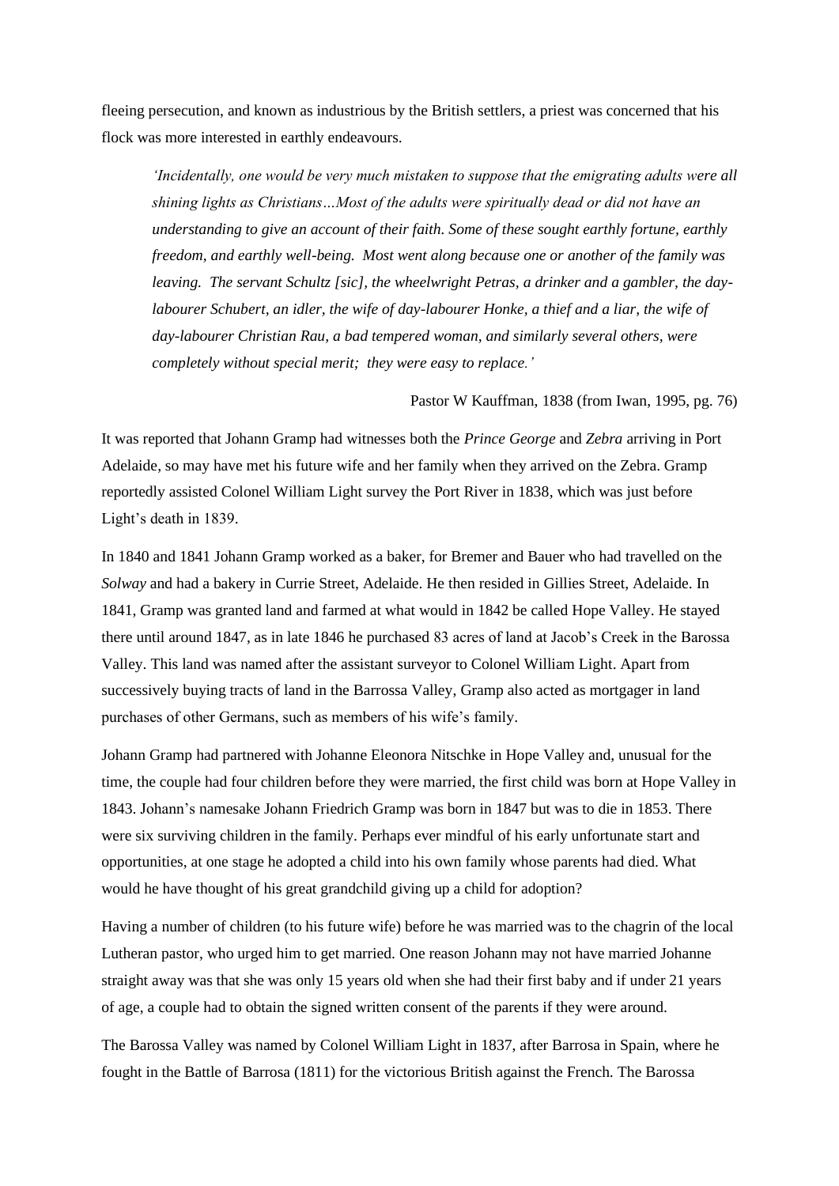fleeing persecution, and known as industrious by the British settlers, a priest was concerned that his flock was more interested in earthly endeavours.

> *'Incidentally, one would be very much mistaken to suppose that the emigrating adults were all shining lights as Christians…Most of the adults were spiritually dead or did not have an understanding to give an account of their faith. Some of these sought earthly fortune, earthly freedom, and earthly well-being. Most went along because one or another of the family was leaving. The servant Schultz [sic], the wheelwright Petras, a drinker and a gambler, the day-labourer Schubert, an idler, the wife of day-labourer Honke, a thief and a liar, the wife of day-labourer Christian Rau, a bad tempered woman, and similarly several others, were completely without special merit; they were easy to replace.'*
>
> Pastor W Kauffman, 1838 (from Iwan, 1995, pg. 76)

It was reported that Johann Gramp had witnesses both the *Prince George* and *Zebra* arriving in Port Adelaide, so may have met his future wife and her family when they arrived on the Zebra. Gramp reportedly assisted Colonel William Light survey the Port River in 1838, which was just before Light's death in 1839.

In 1840 and 1841 Johann Gramp worked as a baker, for Bremer and Bauer who had travelled on the *Solway* and had a bakery in Currie Street, Adelaide. He then resided in Gillies Street, Adelaide. In 1841, Gramp was granted land and farmed at what would in 1842 be called Hope Valley. He stayed there until around 1847, as in late 1846 he purchased 83 acres of land at Jacob's Creek in the Barossa Valley. This land was named after the assistant surveyor to Colonel William Light. Apart from successively buying tracts of land in the Barrossa Valley, Gramp also acted as mortgager in land purchases of other Germans, such as members of his wife's family.

Johann Gramp had partnered with Johanne Eleonora Nitschke in Hope Valley and, unusual for the time, the couple had four children before they were married, the first child was born at Hope Valley in 1843. Johann's namesake Johann Friedrich Gramp was born in 1847 but was to die in 1853. There were six surviving children in the family. Perhaps ever mindful of his early unfortunate start and opportunities, at one stage he adopted a child into his own family whose parents had died. What would he have thought of his great grandchild giving up a child for adoption?

Having a number of children (to his future wife) before he was married was to the chagrin of the local Lutheran pastor, who urged him to get married. One reason Johann may not have married Johanne straight away was that she was only 15 years old when she had their first baby and if under 21 years of age, a couple had to obtain the signed written consent of the parents if they were around.

The Barossa Valley was named by Colonel William Light in 1837, after Barrosa in Spain, where he fought in the Battle of Barrosa (1811) for the victorious British against the French. The Barossa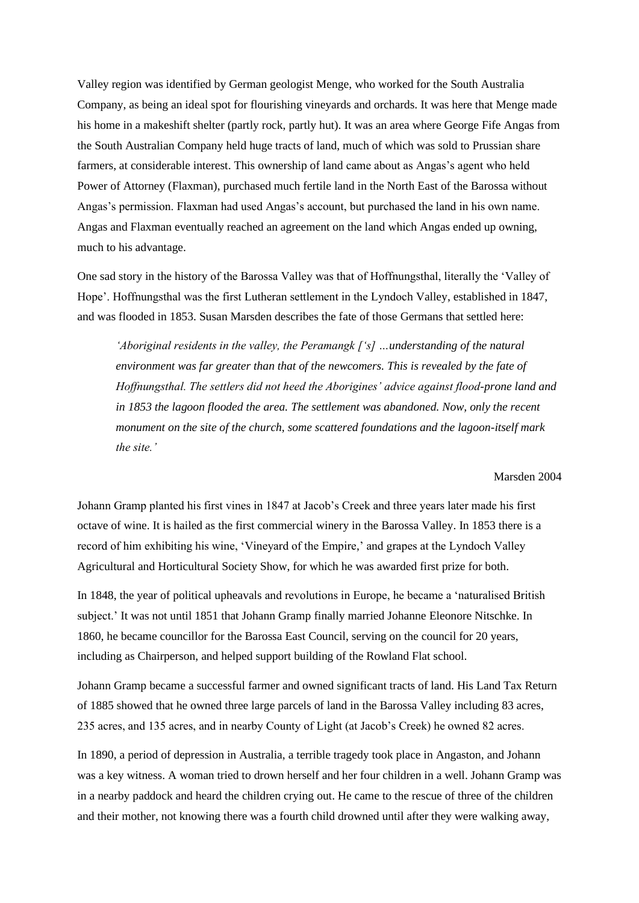Valley region was identified by German geologist Menge, who worked for the South Australia Company, as being an ideal spot for flourishing vineyards and orchards. It was here that Menge made his home in a makeshift shelter (partly rock, partly hut). It was an area where George Fife Angas from the South Australian Company held huge tracts of land, much of which was sold to Prussian share farmers, at considerable interest. This ownership of land came about as Angas's agent who held Power of Attorney (Flaxman), purchased much fertile land in the North East of the Barossa without Angas's permission. Flaxman had used Angas's account, but purchased the land in his own name. Angas and Flaxman eventually reached an agreement on the land which Angas ended up owning, much to his advantage.

One sad story in the history of the Barossa Valley was that of Hoffnungsthal, literally the 'Valley of Hope'. Hoffnungsthal was the first Lutheran settlement in the Lyndoch Valley, established in 1847, and was flooded in 1853. Susan Marsden describes the fate of those Germans that settled here:

> *'Aboriginal residents in the valley, the Peramangk ['s] …understanding of the natural environment was far greater than that of the newcomers. This is revealed by the fate of Hoffnungsthal. The settlers did not heed the Aborigines' advice against flood-prone land and in 1853 the lagoon flooded the area. The settlement was abandoned. Now, only the recent monument on the site of the church, some scattered foundations and the lagoon-itself mark the site.'*

Marsden 2004

Johann Gramp planted his first vines in 1847 at Jacob's Creek and three years later made his first octave of wine. It is hailed as the first commercial winery in the Barossa Valley. In 1853 there is a record of him exhibiting his wine, 'Vineyard of the Empire,' and grapes at the Lyndoch Valley Agricultural and Horticultural Society Show, for which he was awarded first prize for both.

In 1848, the year of political upheavals and revolutions in Europe, he became a 'naturalised British subject.' It was not until 1851 that Johann Gramp finally married Johanne Eleonore Nitschke. In 1860, he became councillor for the Barossa East Council, serving on the council for 20 years, including as Chairperson, and helped support building of the Rowland Flat school.

Johann Gramp became a successful farmer and owned significant tracts of land. His Land Tax Return of 1885 showed that he owned three large parcels of land in the Barossa Valley including 83 acres, 235 acres, and 135 acres, and in nearby County of Light (at Jacob's Creek) he owned 82 acres.

In 1890, a period of depression in Australia, a terrible tragedy took place in Angaston, and Johann was a key witness. A woman tried to drown herself and her four children in a well. Johann Gramp was in a nearby paddock and heard the children crying out. He came to the rescue of three of the children and their mother, not knowing there was a fourth child drowned until after they were walking away,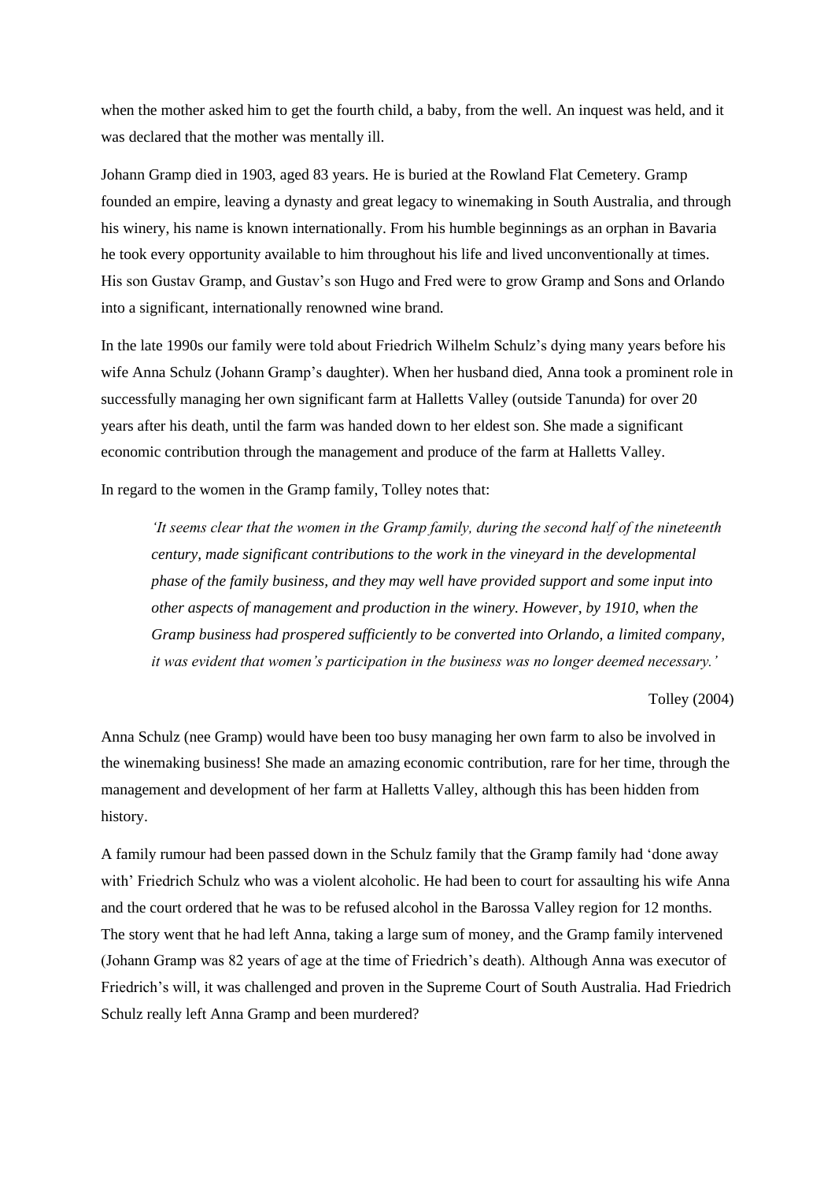when the mother asked him to get the fourth child, a baby, from the well. An inquest was held, and it was declared that the mother was mentally ill.

Johann Gramp died in 1903, aged 83 years. He is buried at the Rowland Flat Cemetery. Gramp founded an empire, leaving a dynasty and great legacy to winemaking in South Australia, and through his winery, his name is known internationally. From his humble beginnings as an orphan in Bavaria he took every opportunity available to him throughout his life and lived unconventionally at times. His son Gustav Gramp, and Gustav's son Hugo and Fred were to grow Gramp and Sons and Orlando into a significant, internationally renowned wine brand.

In the late 1990s our family were told about Friedrich Wilhelm Schulz's dying many years before his wife Anna Schulz (Johann Gramp's daughter). When her husband died, Anna took a prominent role in successfully managing her own significant farm at Halletts Valley (outside Tanunda) for over 20 years after his death, until the farm was handed down to her eldest son. She made a significant economic contribution through the management and produce of the farm at Halletts Valley.

In regard to the women in the Gramp family, Tolley notes that:

> *'It seems clear that the women in the Gramp family, during the second half of the nineteenth century, made significant contributions to the work in the vineyard in the developmental phase of the family business, and they may well have provided support and some input into other aspects of management and production in the winery. However, by 1910, when the Gramp business had prospered sufficiently to be converted into Orlando, a limited company, it was evident that women's participation in the business was no longer deemed necessary.'*
>
> Tolley (2004)

Anna Schulz (nee Gramp) would have been too busy managing her own farm to also be involved in the winemaking business! She made an amazing economic contribution, rare for her time, through the management and development of her farm at Halletts Valley, although this has been hidden from history.

A family rumour had been passed down in the Schulz family that the Gramp family had 'done away with' Friedrich Schulz who was a violent alcoholic. He had been to court for assaulting his wife Anna and the court ordered that he was to be refused alcohol in the Barossa Valley region for 12 months. The story went that he had left Anna, taking a large sum of money, and the Gramp family intervened (Johann Gramp was 82 years of age at the time of Friedrich's death). Although Anna was executor of Friedrich's will, it was challenged and proven in the Supreme Court of South Australia. Had Friedrich Schulz really left Anna Gramp and been murdered?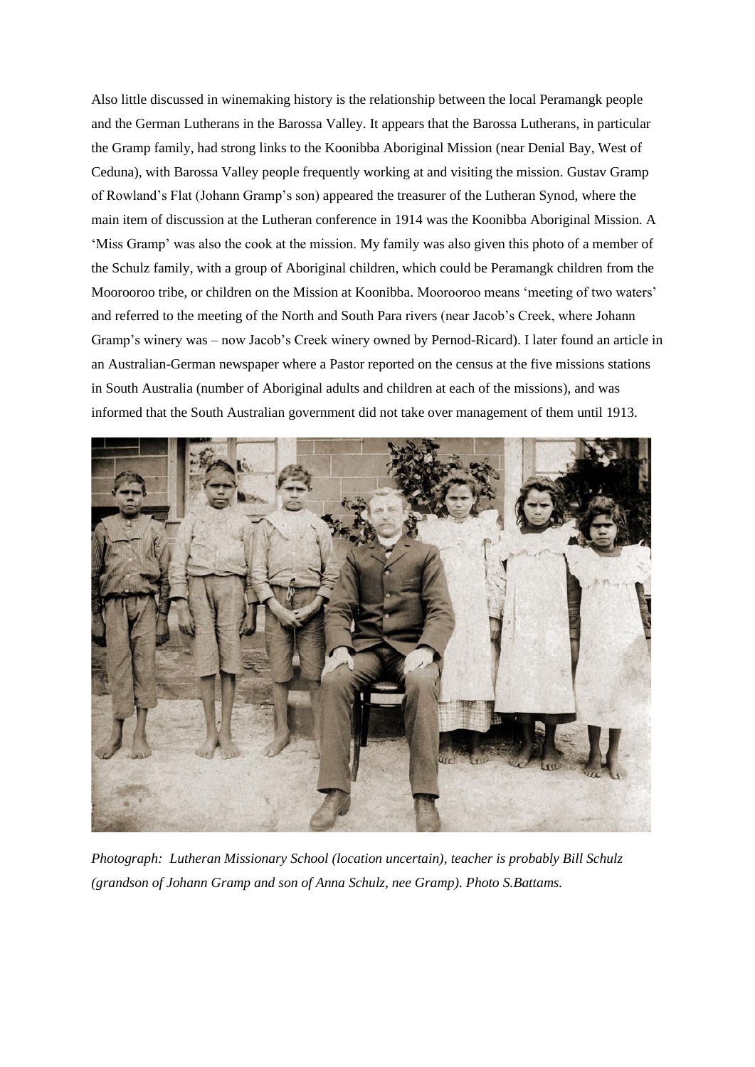Also little discussed in winemaking history is the relationship between the local Peramangk people and the German Lutherans in the Barossa Valley. It appears that the Barossa Lutherans, in particular the Gramp family, had strong links to the Koonibba Aboriginal Mission (near Denial Bay, West of Ceduna), with Barossa Valley people frequently working at and visiting the mission. Gustav Gramp of Rowland's Flat (Johann Gramp's son) appeared the treasurer of the Lutheran Synod, where the main item of discussion at the Lutheran conference in 1914 was the Koonibba Aboriginal Mission. A 'Miss Gramp' was also the cook at the mission. My family was also given this photo of a member of the Schulz family, with a group of Aboriginal children, which could be Peramangk children from the Moorooroo tribe, or children on the Mission at Koonibba. Moorooroo means 'meeting of two waters' and referred to the meeting of the North and South Para rivers (near Jacob's Creek, where Johann Gramp's winery was – now Jacob's Creek winery owned by Pernod-Ricard). I later found an article in an Australian-German newspaper where a Pastor reported on the census at the five missions stations in South Australia (number of Aboriginal adults and children at each of the missions), and was informed that the South Australian government did not take over management of them until 1913.

*Photograph: Lutheran Missionary School (location uncertain), teacher is probably Bill Schulz (grandson of Johann Gramp and son of Anna Schulz, nee Gramp). Photo S.Battams.*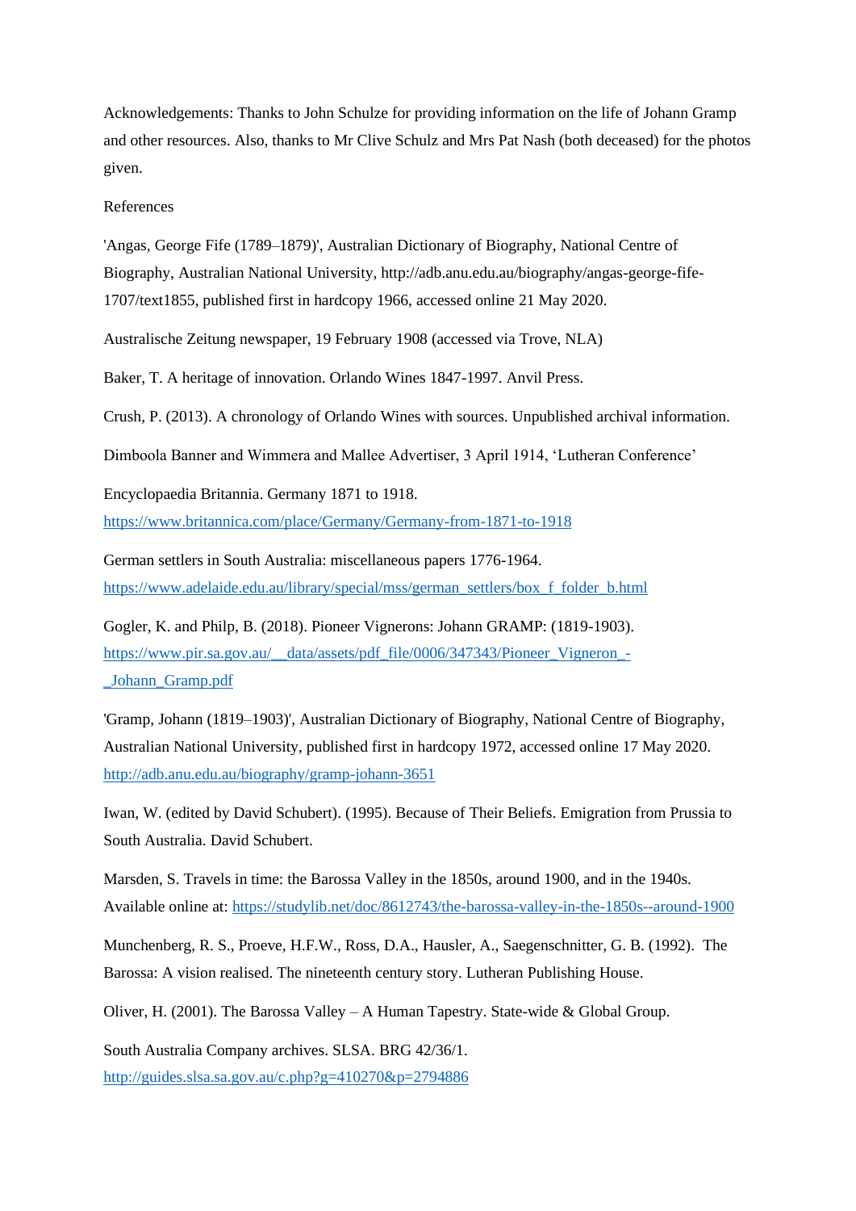Acknowledgements: Thanks to John Schulze for providing information on the life of Johann Gramp and other resources. Also, thanks to Mr Clive Schulz and Mrs Pat Nash (both deceased) for the photos given.

References

'Angas, George Fife (1789–1879)', Australian Dictionary of Biography, National Centre of Biography, Australian National University, http://adb.anu.edu.au/biography/angas-george-fife-1707/text1855, published first in hardcopy 1966, accessed online 21 May 2020.

Australische Zeitung newspaper, 19 February 1908 (accessed via Trove, NLA)

Baker, T. A heritage of innovation. Orlando Wines 1847-1997. Anvil Press.

Crush, P. (2013). A chronology of Orlando Wines with sources. Unpublished archival information.

Dimboola Banner and Wimmera and Mallee Advertiser, 3 April 1914, 'Lutheran Conference'

Encyclopaedia Britannia. Germany 1871 to 1918. https://www.britannica.com/place/Germany/Germany-from-1871-to-1918

German settlers in South Australia: miscellaneous papers 1776-1964. https://www.adelaide.edu.au/library/special/mss/german_settlers/box_f_folder_b.html

Gogler, K. and Philp, B. (2018). Pioneer Vignerons: Johann GRAMP: (1819-1903). https://www.pir.sa.gov.au/__data/assets/pdf_file/0006/347343/Pioneer_Vigneron_-_Johann_Gramp.pdf

'Gramp, Johann (1819–1903)', Australian Dictionary of Biography, National Centre of Biography, Australian National University, published first in hardcopy 1972, accessed online 17 May 2020. http://adb.anu.edu.au/biography/gramp-johann-3651

Iwan, W. (edited by David Schubert). (1995). Because of Their Beliefs. Emigration from Prussia to South Australia. David Schubert.

Marsden, S. Travels in time: the Barossa Valley in the 1850s, around 1900, and in the 1940s. Available online at: https://studylib.net/doc/8612743/the-barossa-valley-in-the-1850s--around-1900

Munchenberg, R. S., Proeve, H.F.W., Ross, D.A., Hausler, A., Saegenschnitter, G. B. (1992). The Barossa: A vision realised. The nineteenth century story. Lutheran Publishing House.

Oliver, H. (2001). The Barossa Valley – A Human Tapestry. State-wide & Global Group.

South Australia Company archives. SLSA. BRG 42/36/1. http://guides.slsa.sa.gov.au/c.php?g=410270&p=2794886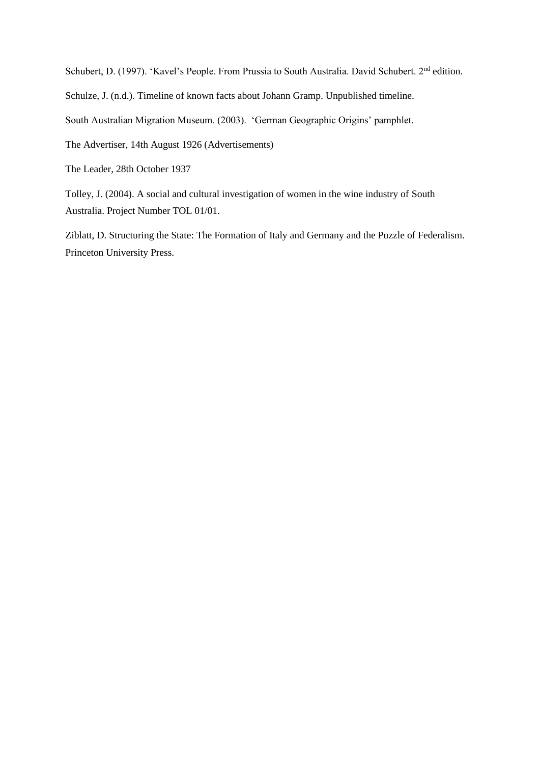Schubert, D. (1997). 'Kavel's People. From Prussia to South Australia. David Schubert. 2nd edition.

Schulze, J. (n.d.). Timeline of known facts about Johann Gramp. Unpublished timeline.

South Australian Migration Museum. (2003). 'German Geographic Origins' pamphlet.

The Advertiser, 14th August 1926 (Advertisements)

The Leader, 28th October 1937

Tolley, J. (2004). A social and cultural investigation of women in the wine industry of South Australia. Project Number TOL 01/01.

Ziblatt, D. Structuring the State: The Formation of Italy and Germany and the Puzzle of Federalism. Princeton University Press.